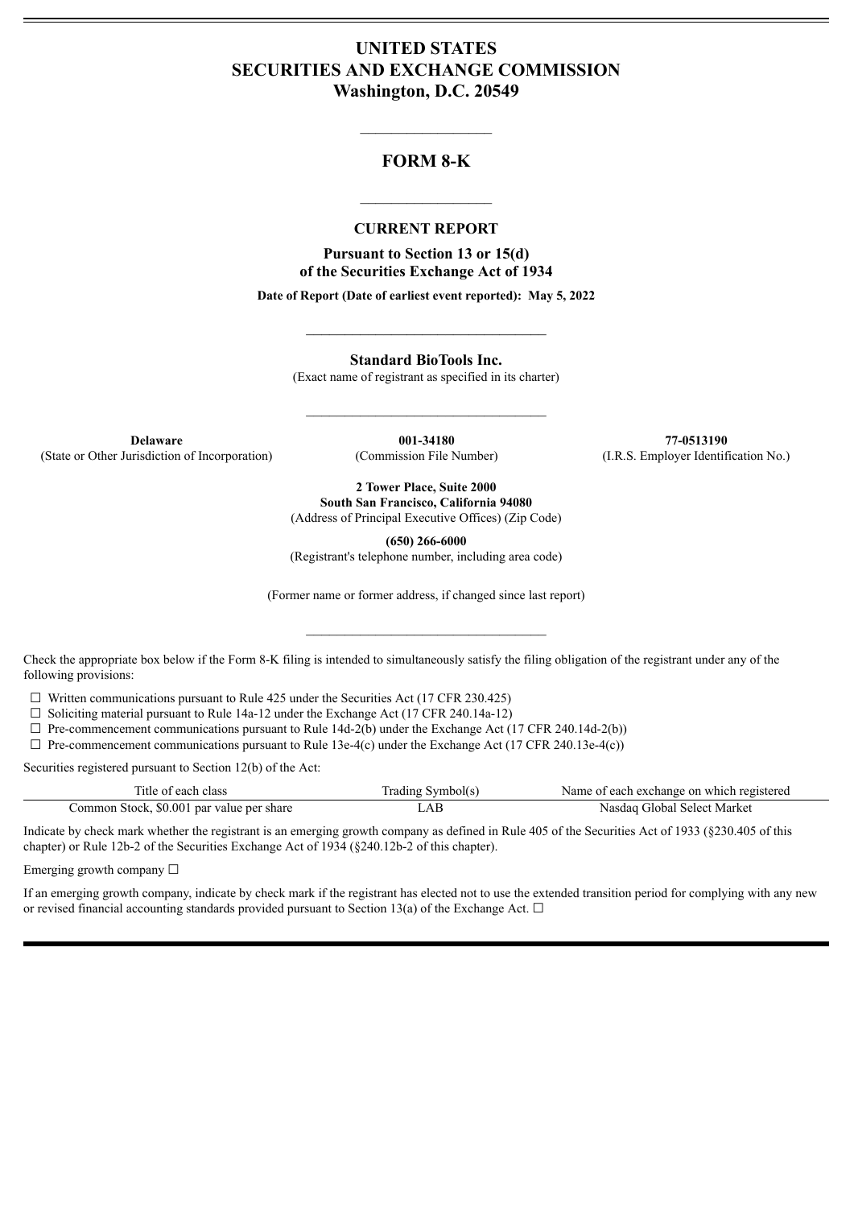# UNITED STATES
# SECURITIES AND EXCHANGE COMMISSION
## Washington, D.C. 20549

---

# FORM 8-K

---

## CURRENT REPORT

**Pursuant to Section 13 or 15(d)**
**of the Securities Exchange Act of 1934**

**Date of Report (Date of earliest event reported): May 5, 2022**

---

**Standard BioTools Inc.**
(Exact name of registrant as specified in its charter)

---

| **Delaware** | **001-34180** | **77-0513190** |
|---|---|---|
| (State or Other Jurisdiction of Incorporation) | (Commission File Number) | (I.R.S. Employer Identification No.) |

**2 Tower Place, Suite 2000**
**South San Francisco, California 94080**
(Address of Principal Executive Offices) (Zip Code)

**(650) 266-6000**
(Registrant's telephone number, including area code)

(Former name or former address, if changed since last report)

---

Check the appropriate box below if the Form 8-K filing is intended to simultaneously satisfy the filing obligation of the registrant under any of the following provisions:

☐ Written communications pursuant to Rule 425 under the Securities Act (17 CFR 230.425)
☐ Soliciting material pursuant to Rule 14a-12 under the Exchange Act (17 CFR 240.14a-12)
☐ Pre-commencement communications pursuant to Rule 14d-2(b) under the Exchange Act (17 CFR 240.14d-2(b))
☐ Pre-commencement communications pursuant to Rule 13e-4(c) under the Exchange Act (17 CFR 240.13e-4(c))

Securities registered pursuant to Section 12(b) of the Act:

| Title of each class | Trading Symbol(s) | Name of each exchange on which registered |
|---|---|---|
| Common Stock, $0.001 par value per share | LAB | Nasdaq Global Select Market |

Indicate by check mark whether the registrant is an emerging growth company as defined in Rule 405 of the Securities Act of 1933 (§230.405 of this chapter) or Rule 12b-2 of the Securities Exchange Act of 1934 (§240.12b-2 of this chapter).

Emerging growth company ☐

If an emerging growth company, indicate by check mark if the registrant has elected not to use the extended transition period for complying with any new or revised financial accounting standards provided pursuant to Section 13(a) of the Exchange Act. ☐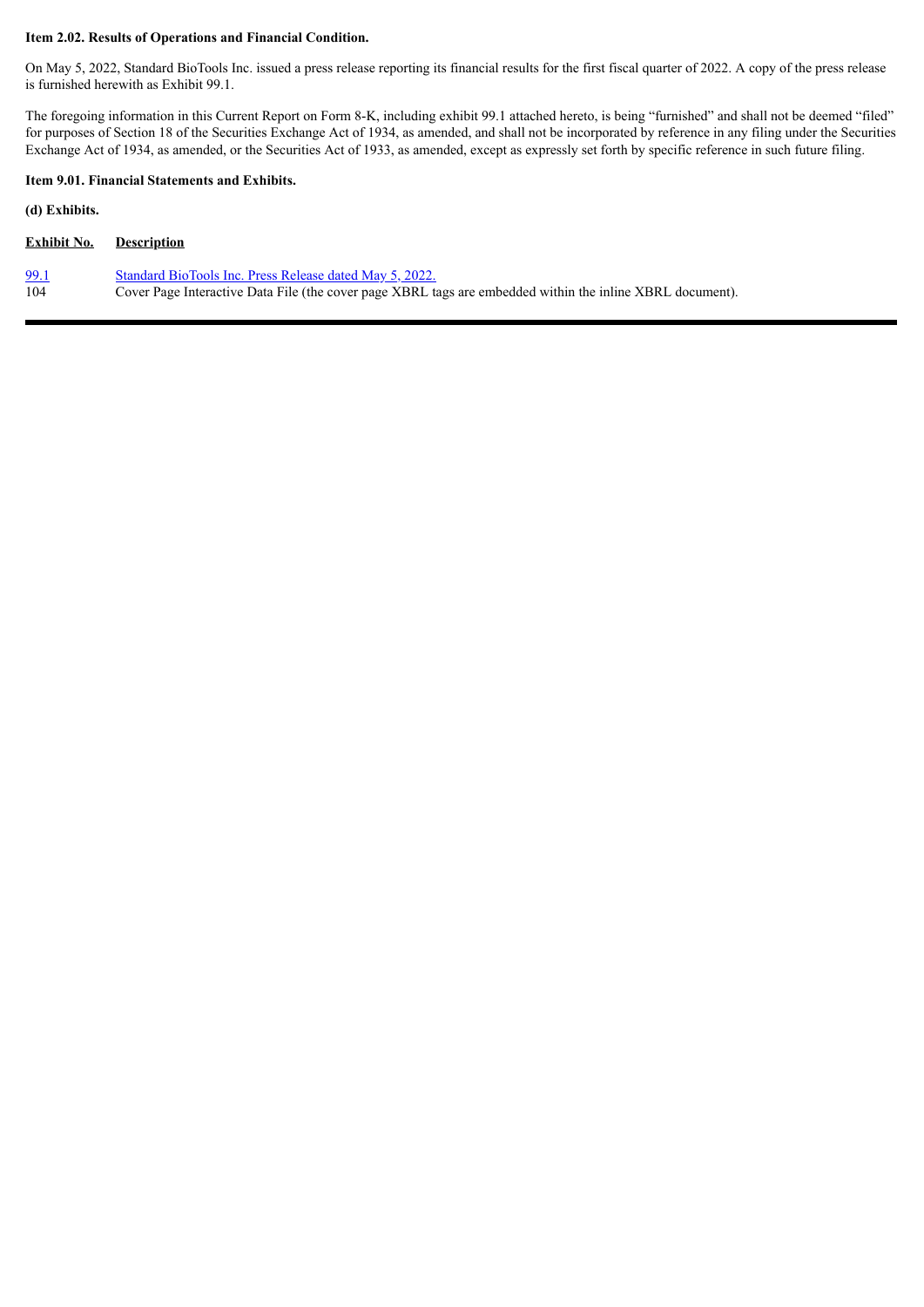**Item 2.02. Results of Operations and Financial Condition.**

On May 5, 2022, Standard BioTools Inc. issued a press release reporting its financial results for the first fiscal quarter of 2022. A copy of the press release is furnished herewith as Exhibit 99.1.

The foregoing information in this Current Report on Form 8-K, including exhibit 99.1 attached hereto, is being "furnished" and shall not be deemed "filed" for purposes of Section 18 of the Securities Exchange Act of 1934, as amended, and shall not be incorporated by reference in any filing under the Securities Exchange Act of 1934, as amended, or the Securities Act of 1933, as amended, except as expressly set forth by specific reference in such future filing.

**Item 9.01. Financial Statements and Exhibits.**

**(d) Exhibits.**

| Exhibit No. | Description |
|---|---|
| 99.1 | Standard BioTools Inc. Press Release dated May 5, 2022. |
| 104 | Cover Page Interactive Data File (the cover page XBRL tags are embedded within the inline XBRL document). |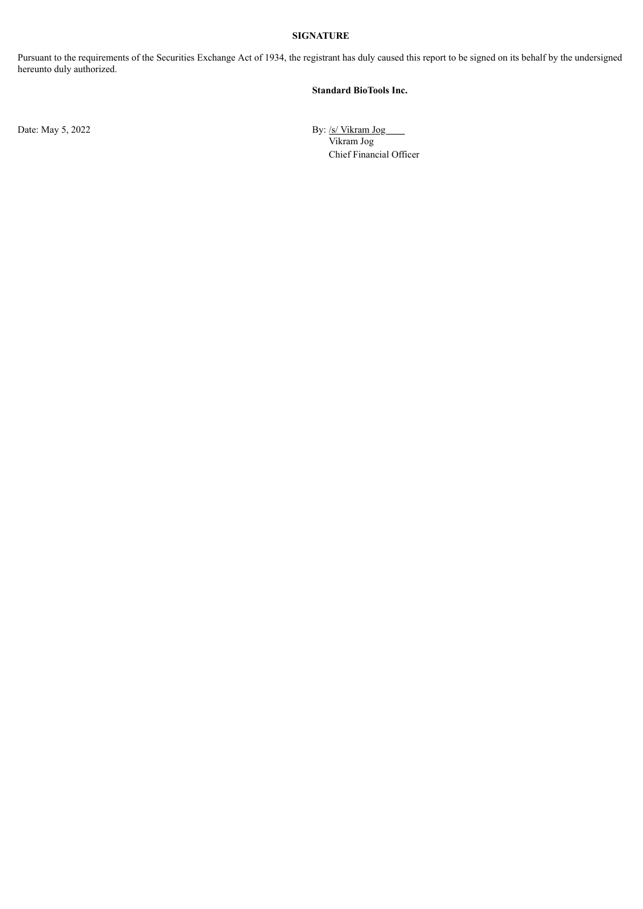**SIGNATURE**

Pursuant to the requirements of the Securities Exchange Act of 1934, the registrant has duly caused this report to be signed on its behalf by the undersigned hereunto duly authorized.

**Standard BioTools Inc.**

Date: May 5, 2022

By: /s/ Vikram Jog
Vikram Jog
Chief Financial Officer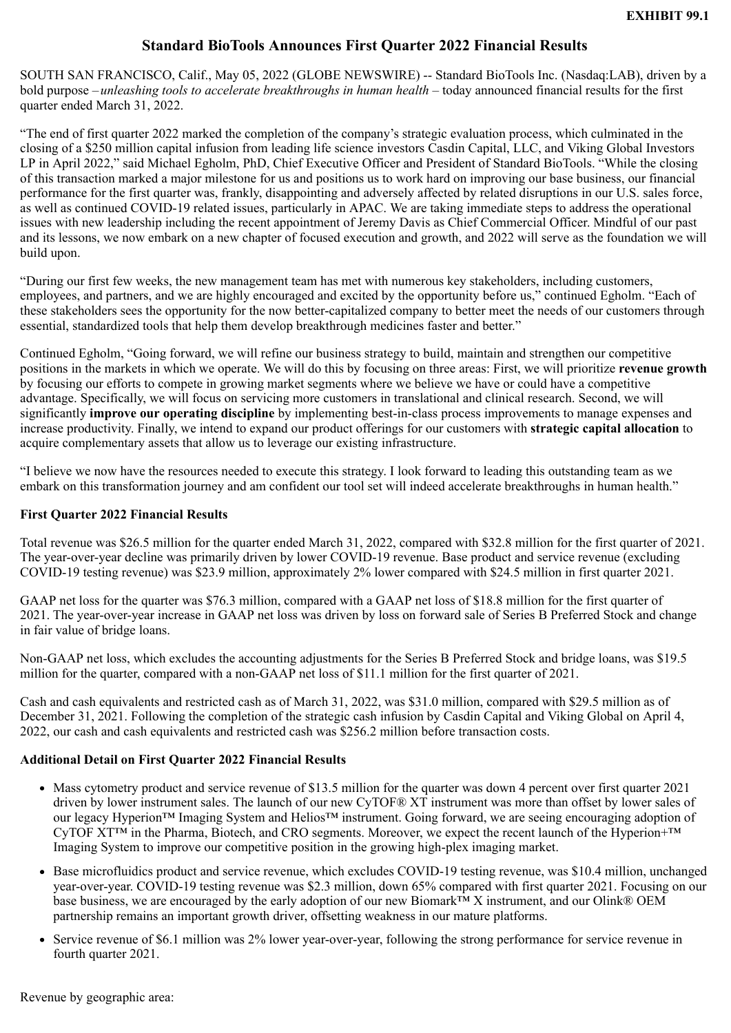**EXHIBIT 99.1**

# Standard BioTools Announces First Quarter 2022 Financial Results

SOUTH SAN FRANCISCO, Calif., May 05, 2022 (GLOBE NEWSWIRE) -- Standard BioTools Inc. (Nasdaq:LAB), driven by a bold purpose – *unleashing tools to accelerate breakthroughs in human health* – today announced financial results for the first quarter ended March 31, 2022.

"The end of first quarter 2022 marked the completion of the company's strategic evaluation process, which culminated in the closing of a $250 million capital infusion from leading life science investors Casdin Capital, LLC, and Viking Global Investors LP in April 2022," said Michael Egholm, PhD, Chief Executive Officer and President of Standard BioTools. "While the closing of this transaction marked a major milestone for us and positions us to work hard on improving our base business, our financial performance for the first quarter was, frankly, disappointing and adversely affected by related disruptions in our U.S. sales force, as well as continued COVID-19 related issues, particularly in APAC. We are taking immediate steps to address the operational issues with new leadership including the recent appointment of Jeremy Davis as Chief Commercial Officer. Mindful of our past and its lessons, we now embark on a new chapter of focused execution and growth, and 2022 will serve as the foundation we will build upon.

"During our first few weeks, the new management team has met with numerous key stakeholders, including customers, employees, and partners, and we are highly encouraged and excited by the opportunity before us," continued Egholm. "Each of these stakeholders sees the opportunity for the now better-capitalized company to better meet the needs of our customers through essential, standardized tools that help them develop breakthrough medicines faster and better."

Continued Egholm, "Going forward, we will refine our business strategy to build, maintain and strengthen our competitive positions in the markets in which we operate. We will do this by focusing on three areas: First, we will prioritize **revenue growth** by focusing our efforts to compete in growing market segments where we believe we have or could have a competitive advantage. Specifically, we will focus on servicing more customers in translational and clinical research. Second, we will significantly **improve our operating discipline** by implementing best-in-class process improvements to manage expenses and increase productivity. Finally, we intend to expand our product offerings for our customers with **strategic capital allocation** to acquire complementary assets that allow us to leverage our existing infrastructure.

"I believe we now have the resources needed to execute this strategy. I look forward to leading this outstanding team as we embark on this transformation journey and am confident our tool set will indeed accelerate breakthroughs in human health."

### First Quarter 2022 Financial Results

Total revenue was $26.5 million for the quarter ended March 31, 2022, compared with $32.8 million for the first quarter of 2021. The year-over-year decline was primarily driven by lower COVID-19 revenue. Base product and service revenue (excluding COVID-19 testing revenue) was $23.9 million, approximately 2% lower compared with $24.5 million in first quarter 2021.

GAAP net loss for the quarter was $76.3 million, compared with a GAAP net loss of $18.8 million for the first quarter of 2021. The year-over-year increase in GAAP net loss was driven by loss on forward sale of Series B Preferred Stock and change in fair value of bridge loans.

Non-GAAP net loss, which excludes the accounting adjustments for the Series B Preferred Stock and bridge loans, was $19.5 million for the quarter, compared with a non-GAAP net loss of $11.1 million for the first quarter of 2021.

Cash and cash equivalents and restricted cash as of March 31, 2022, was $31.0 million, compared with $29.5 million as of December 31, 2021. Following the completion of the strategic cash infusion by Casdin Capital and Viking Global on April 4, 2022, our cash and cash equivalents and restricted cash was $256.2 million before transaction costs.

### Additional Detail on First Quarter 2022 Financial Results

- Mass cytometry product and service revenue of $13.5 million for the quarter was down 4 percent over first quarter 2021 driven by lower instrument sales. The launch of our new CyTOF® XT instrument was more than offset by lower sales of our legacy Hyperion™ Imaging System and Helios™ instrument. Going forward, we are seeing encouraging adoption of CyTOF XT™ in the Pharma, Biotech, and CRO segments. Moreover, we expect the recent launch of the Hyperion+™ Imaging System to improve our competitive position in the growing high-plex imaging market.
- Base microfluidics product and service revenue, which excludes COVID-19 testing revenue, was $10.4 million, unchanged year-over-year. COVID-19 testing revenue was $2.3 million, down 65% compared with first quarter 2021. Focusing on our base business, we are encouraged by the early adoption of our new Biomark™ X instrument, and our Olink® OEM partnership remains an important growth driver, offsetting weakness in our mature platforms.
- Service revenue of $6.1 million was 2% lower year-over-year, following the strong performance for service revenue in fourth quarter 2021.

Revenue by geographic area: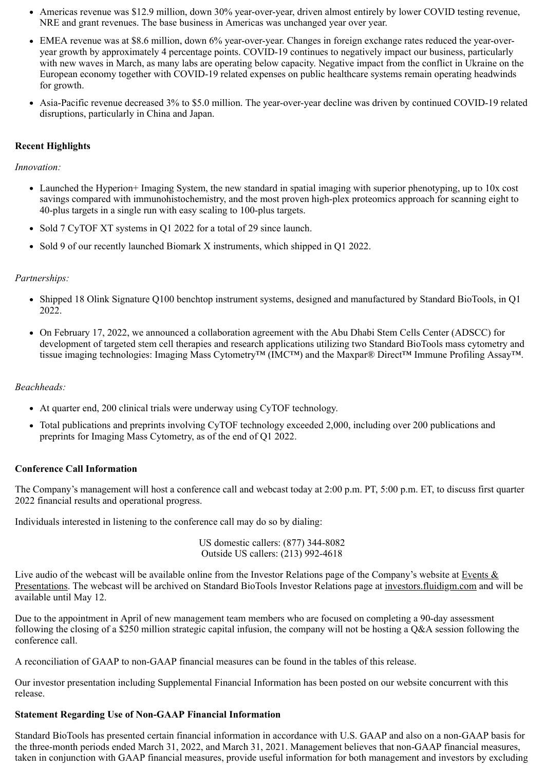- Americas revenue was $12.9 million, down 30% year-over-year, driven almost entirely by lower COVID testing revenue, NRE and grant revenues. The base business in Americas was unchanged year over year.
- EMEA revenue was at $8.6 million, down 6% year-over-year. Changes in foreign exchange rates reduced the year-over-year growth by approximately 4 percentage points. COVID-19 continues to negatively impact our business, particularly with new waves in March, as many labs are operating below capacity. Negative impact from the conflict in Ukraine on the European economy together with COVID-19 related expenses on public healthcare systems remain operating headwinds for growth.
- Asia-Pacific revenue decreased 3% to $5.0 million. The year-over-year decline was driven by continued COVID-19 related disruptions, particularly in China and Japan.

**Recent Highlights**

*Innovation:*

- Launched the Hyperion+ Imaging System, the new standard in spatial imaging with superior phenotyping, up to 10x cost savings compared with immunohistochemistry, and the most proven high-plex proteomics approach for scanning eight to 40-plus targets in a single run with easy scaling to 100-plus targets.
- Sold 7 CyTOF XT systems in Q1 2022 for a total of 29 since launch.
- Sold 9 of our recently launched Biomark X instruments, which shipped in Q1 2022.

*Partnerships:*

- Shipped 18 Olink Signature Q100 benchtop instrument systems, designed and manufactured by Standard BioTools, in Q1 2022.
- On February 17, 2022, we announced a collaboration agreement with the Abu Dhabi Stem Cells Center (ADSCC) for development of targeted stem cell therapies and research applications utilizing two Standard BioTools mass cytometry and tissue imaging technologies: Imaging Mass Cytometry™ (IMC™) and the Maxpar® Direct™ Immune Profiling Assay™.

*Beachheads:*

- At quarter end, 200 clinical trials were underway using CyTOF technology.
- Total publications and preprints involving CyTOF technology exceeded 2,000, including over 200 publications and preprints for Imaging Mass Cytometry, as of the end of Q1 2022.

**Conference Call Information**

The Company's management will host a conference call and webcast today at 2:00 p.m. PT, 5:00 p.m. ET, to discuss first quarter 2022 financial results and operational progress.

Individuals interested in listening to the conference call may do so by dialing:

US domestic callers: (877) 344-8082
Outside US callers: (213) 992-4618

Live audio of the webcast will be available online from the Investor Relations page of the Company's website at Events & Presentations. The webcast will be archived on Standard BioTools Investor Relations page at investors.fluidigm.com and will be available until May 12.

Due to the appointment in April of new management team members who are focused on completing a 90-day assessment following the closing of a $250 million strategic capital infusion, the company will not be hosting a Q&A session following the conference call.

A reconciliation of GAAP to non-GAAP financial measures can be found in the tables of this release.

Our investor presentation including Supplemental Financial Information has been posted on our website concurrent with this release.

**Statement Regarding Use of Non-GAAP Financial Information**

Standard BioTools has presented certain financial information in accordance with U.S. GAAP and also on a non-GAAP basis for the three-month periods ended March 31, 2022, and March 31, 2021. Management believes that non-GAAP financial measures, taken in conjunction with GAAP financial measures, provide useful information for both management and investors by excluding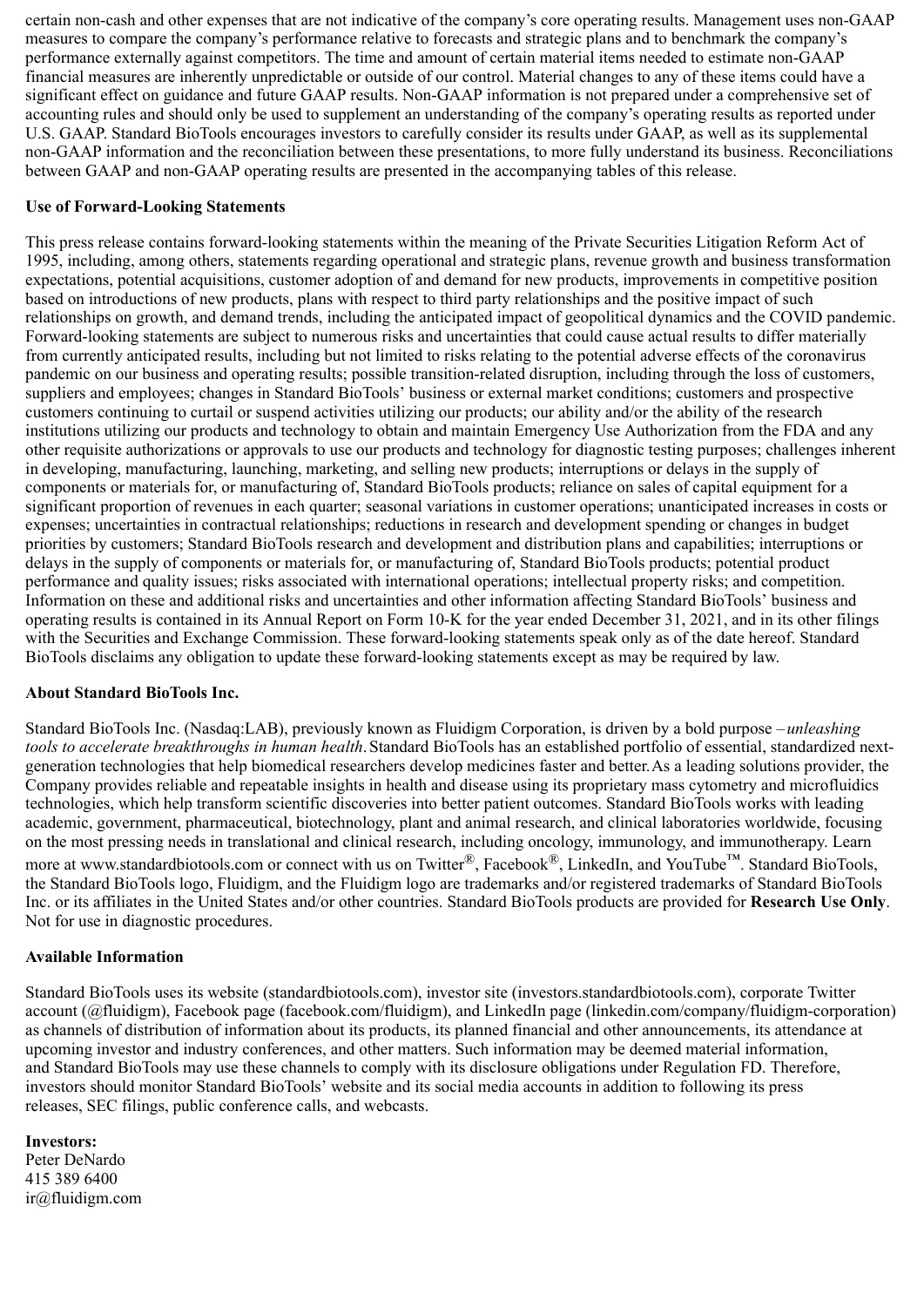certain non-cash and other expenses that are not indicative of the company's core operating results. Management uses non-GAAP measures to compare the company's performance relative to forecasts and strategic plans and to benchmark the company's performance externally against competitors. The time and amount of certain material items needed to estimate non-GAAP financial measures are inherently unpredictable or outside of our control. Material changes to any of these items could have a significant effect on guidance and future GAAP results. Non-GAAP information is not prepared under a comprehensive set of accounting rules and should only be used to supplement an understanding of the company's operating results as reported under U.S. GAAP. Standard BioTools encourages investors to carefully consider its results under GAAP, as well as its supplemental non-GAAP information and the reconciliation between these presentations, to more fully understand its business. Reconciliations between GAAP and non-GAAP operating results are presented in the accompanying tables of this release.

**Use of Forward-Looking Statements**

This press release contains forward-looking statements within the meaning of the Private Securities Litigation Reform Act of 1995, including, among others, statements regarding operational and strategic plans, revenue growth and business transformation expectations, potential acquisitions, customer adoption of and demand for new products, improvements in competitive position based on introductions of new products, plans with respect to third party relationships and the positive impact of such relationships on growth, and demand trends, including the anticipated impact of geopolitical dynamics and the COVID pandemic. Forward-looking statements are subject to numerous risks and uncertainties that could cause actual results to differ materially from currently anticipated results, including but not limited to risks relating to the potential adverse effects of the coronavirus pandemic on our business and operating results; possible transition-related disruption, including through the loss of customers, suppliers and employees; changes in Standard BioTools' business or external market conditions; customers and prospective customers continuing to curtail or suspend activities utilizing our products; our ability and/or the ability of the research institutions utilizing our products and technology to obtain and maintain Emergency Use Authorization from the FDA and any other requisite authorizations or approvals to use our products and technology for diagnostic testing purposes; challenges inherent in developing, manufacturing, launching, marketing, and selling new products; interruptions or delays in the supply of components or materials for, or manufacturing of, Standard BioTools products; reliance on sales of capital equipment for a significant proportion of revenues in each quarter; seasonal variations in customer operations; unanticipated increases in costs or expenses; uncertainties in contractual relationships; reductions in research and development spending or changes in budget priorities by customers; Standard BioTools research and development and distribution plans and capabilities; interruptions or delays in the supply of components or materials for, or manufacturing of, Standard BioTools products; potential product performance and quality issues; risks associated with international operations; intellectual property risks; and competition. Information on these and additional risks and uncertainties and other information affecting Standard BioTools' business and operating results is contained in its Annual Report on Form 10-K for the year ended December 31, 2021, and in its other filings with the Securities and Exchange Commission. These forward-looking statements speak only as of the date hereof. Standard BioTools disclaims any obligation to update these forward-looking statements except as may be required by law.

**About Standard BioTools Inc.**

Standard BioTools Inc. (Nasdaq:LAB), previously known as Fluidigm Corporation, is driven by a bold purpose – *unleashing tools to accelerate breakthroughs in human health*. Standard BioTools has an established portfolio of essential, standardized next-generation technologies that help biomedical researchers develop medicines faster and better. As a leading solutions provider, the Company provides reliable and repeatable insights in health and disease using its proprietary mass cytometry and microfluidics technologies, which help transform scientific discoveries into better patient outcomes. Standard BioTools works with leading academic, government, pharmaceutical, biotechnology, plant and animal research, and clinical laboratories worldwide, focusing on the most pressing needs in translational and clinical research, including oncology, immunology, and immunotherapy. Learn more at www.standardbiotools.com or connect with us on Twitter®, Facebook®, LinkedIn, and YouTube™. Standard BioTools, the Standard BioTools logo, Fluidigm, and the Fluidigm logo are trademarks and/or registered trademarks of Standard BioTools Inc. or its affiliates in the United States and/or other countries. Standard BioTools products are provided for **Research Use Only**. Not for use in diagnostic procedures.

**Available Information**

Standard BioTools uses its website (standardbiotools.com), investor site (investors.standardbiotools.com), corporate Twitter account (@fluidigm), Facebook page (facebook.com/fluidigm), and LinkedIn page (linkedin.com/company/fluidigm-corporation) as channels of distribution of information about its products, its planned financial and other announcements, its attendance at upcoming investor and industry conferences, and other matters. Such information may be deemed material information, and Standard BioTools may use these channels to comply with its disclosure obligations under Regulation FD. Therefore, investors should monitor Standard BioTools' website and its social media accounts in addition to following its press releases, SEC filings, public conference calls, and webcasts.

**Investors:**
Peter DeNardo
415 389 6400
ir@fluidigm.com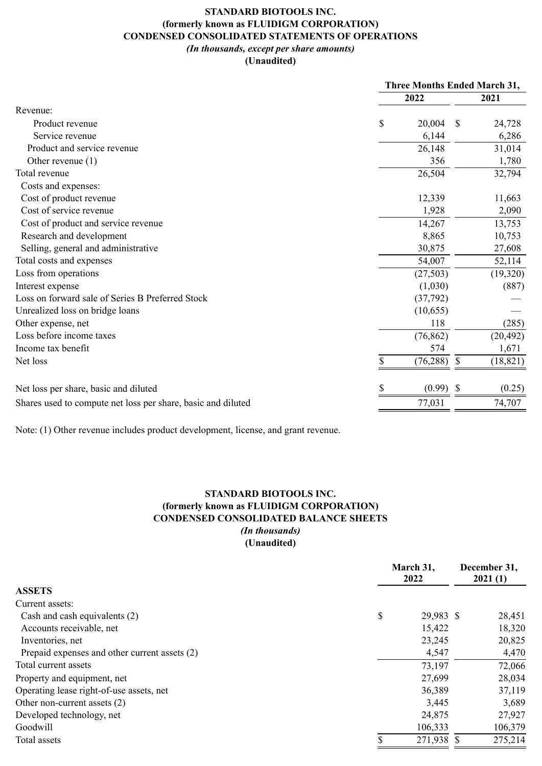**STANDARD BIOTOOLS INC.**
**(formerly known as FLUIDIGM CORPORATION)**
**CONDENSED CONSOLIDATED STATEMENTS OF OPERATIONS**
***(In thousands, except per share amounts)***
**(Unaudited)**

| | Three Months Ended March 31, | |
|---|---|---|
| | 2022 | 2021 |
| Revenue: | | |
| Product revenue | $ 20,004 | $ 24,728 |
| Service revenue | 6,144 | 6,286 |
| Product and service revenue | 26,148 | 31,014 |
| Other revenue (1) | 356 | 1,780 |
| Total revenue | 26,504 | 32,794 |
| Costs and expenses: | | |
| Cost of product revenue | 12,339 | 11,663 |
| Cost of service revenue | 1,928 | 2,090 |
| Cost of product and service revenue | 14,267 | 13,753 |
| Research and development | 8,865 | 10,753 |
| Selling, general and administrative | 30,875 | 27,608 |
| Total costs and expenses | 54,007 | 52,114 |
| Loss from operations | (27,503) | (19,320) |
| Interest expense | (1,030) | (887) |
| Loss on forward sale of Series B Preferred Stock | (37,792) | — |
| Unrealized loss on bridge loans | (10,655) | — |
| Other expense, net | 118 | (285) |
| Loss before income taxes | (76,862) | (20,492) |
| Income tax benefit | 574 | 1,671 |
| Net loss | $ (76,288) | $ (18,821) |
| | | |
| Net loss per share, basic and diluted | $ (0.99) | $ (0.25) |
| Shares used to compute net loss per share, basic and diluted | 77,031 | 74,707 |

Note: (1) Other revenue includes product development, license, and grant revenue.

**STANDARD BIOTOOLS INC.**
**(formerly known as FLUIDIGM CORPORATION)**
**CONDENSED CONSOLIDATED BALANCE SHEETS**
***(In thousands)***
**(Unaudited)**

| | March 31, 2022 | December 31, 2021 (1) |
|---|---|---|
| **ASSETS** | | |
| Current assets: | | |
| Cash and cash equivalents (2) | $ 29,983 | $ 28,451 |
| Accounts receivable, net | 15,422 | 18,320 |
| Inventories, net | 23,245 | 20,825 |
| Prepaid expenses and other current assets (2) | 4,547 | 4,470 |
| Total current assets | 73,197 | 72,066 |
| Property and equipment, net | 27,699 | 28,034 |
| Operating lease right-of-use assets, net | 36,389 | 37,119 |
| Other non-current assets (2) | 3,445 | 3,689 |
| Developed technology, net | 24,875 | 27,927 |
| Goodwill | 106,333 | 106,379 |
| Total assets | $ 271,938 | $ 275,214 |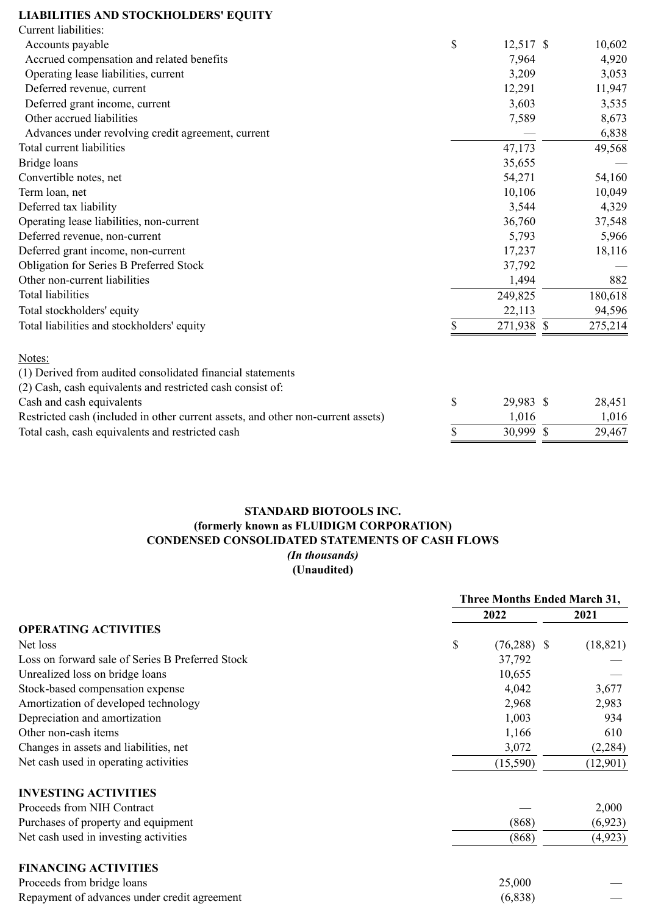| LIABILITIES AND STOCKHOLDERS' EQUITY | | |
|---|---|---|
| Current liabilities: | | |
| Accounts payable | $ 12,517 | $ 10,602 |
| Accrued compensation and related benefits | 7,964 | 4,920 |
| Operating lease liabilities, current | 3,209 | 3,053 |
| Deferred revenue, current | 12,291 | 11,947 |
| Deferred grant income, current | 3,603 | 3,535 |
| Other accrued liabilities | 7,589 | 8,673 |
| Advances under revolving credit agreement, current | — | 6,838 |
| Total current liabilities | 47,173 | 49,568 |
| Bridge loans | 35,655 | — |
| Convertible notes, net | 54,271 | 54,160 |
| Term loan, net | 10,106 | 10,049 |
| Deferred tax liability | 3,544 | 4,329 |
| Operating lease liabilities, non-current | 36,760 | 37,548 |
| Deferred revenue, non-current | 5,793 | 5,966 |
| Deferred grant income, non-current | 17,237 | 18,116 |
| Obligation for Series B Preferred Stock | 37,792 | — |
| Other non-current liabilities | 1,494 | 882 |
| Total liabilities | 249,825 | 180,618 |
| Total stockholders' equity | 22,113 | 94,596 |
| Total liabilities and stockholders' equity | $ 271,938 | $ 275,214 |

Notes:

(1) Derived from audited consolidated financial statements

(2) Cash, cash equivalents and restricted cash consist of:

| | | |
|---|---|---|
| Cash and cash equivalents | $ 29,983 | $ 28,451 |
| Restricted cash (included in other current assets, and other non-current assets) | 1,016 | 1,016 |
| Total cash, cash equivalents and restricted cash | $ 30,999 | $ 29,467 |

**STANDARD BIOTOOLS INC.**
**(formerly known as FLUIDIGM CORPORATION)**
**CONDENSED CONSOLIDATED STATEMENTS OF CASH FLOWS**
***(In thousands)***
**(Unaudited)**

| | Three Months Ended March 31, | |
|---|---|---|
| | **2022** | **2021** |
| **OPERATING ACTIVITIES** | | |
| Net loss | $ (76,288) | $ (18,821) |
| Loss on forward sale of Series B Preferred Stock | 37,792 | — |
| Unrealized loss on bridge loans | 10,655 | — |
| Stock-based compensation expense | 4,042 | 3,677 |
| Amortization of developed technology | 2,968 | 2,983 |
| Depreciation and amortization | 1,003 | 934 |
| Other non-cash items | 1,166 | 610 |
| Changes in assets and liabilities, net | 3,072 | (2,284) |
| Net cash used in operating activities | (15,590) | (12,901) |
| **INVESTING ACTIVITIES** | | |
| Proceeds from NIH Contract | — | 2,000 |
| Purchases of property and equipment | (868) | (6,923) |
| Net cash used in investing activities | (868) | (4,923) |
| **FINANCING ACTIVITIES** | | |
| Proceeds from bridge loans | 25,000 | — |
| Repayment of advances under credit agreement | (6,838) | — |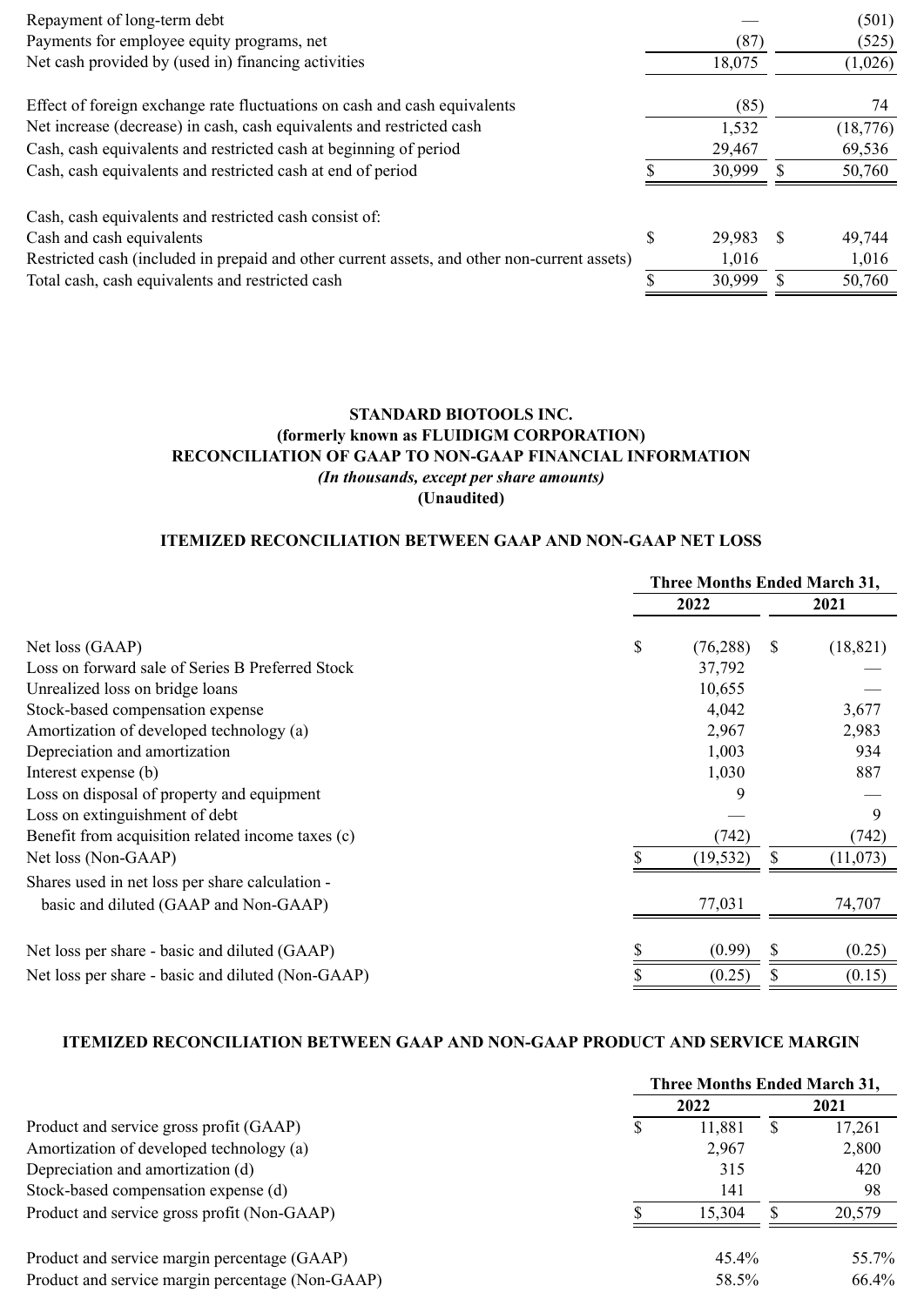| | | |
|---|---|---|
| Repayment of long-term debt | — | (501) |
| Payments for employee equity programs, net | (87) | (525) |
| Net cash provided by (used in) financing activities | 18,075 | (1,026) |
| | | |
| Effect of foreign exchange rate fluctuations on cash and cash equivalents | (85) | 74 |
| Net increase (decrease) in cash, cash equivalents and restricted cash | 1,532 | (18,776) |
| Cash, cash equivalents and restricted cash at beginning of period | 29,467 | 69,536 |
| Cash, cash equivalents and restricted cash at end of period | $ 30,999 | $ 50,760 |
| | | |
| Cash, cash equivalents and restricted cash consist of: | | |
| Cash and cash equivalents | $ 29,983 | $ 49,744 |
| Restricted cash (included in prepaid and other current assets, and other non-current assets) | 1,016 | 1,016 |
| Total cash, cash equivalents and restricted cash | $ 30,999 | $ 50,760 |

## STANDARD BIOTOOLS INC.
**(formerly known as FLUIDIGM CORPORATION)**
**RECONCILIATION OF GAAP TO NON-GAAP FINANCIAL INFORMATION**
*(In thousands, except per share amounts)*
**(Unaudited)**

### ITEMIZED RECONCILIATION BETWEEN GAAP AND NON-GAAP NET LOSS

| | Three Months Ended March 31, | |
|---|---|---|
| | 2022 | 2021 |
| Net loss (GAAP) | $ (76,288) | $ (18,821) |
| Loss on forward sale of Series B Preferred Stock | 37,792 | — |
| Unrealized loss on bridge loans | 10,655 | — |
| Stock-based compensation expense | 4,042 | 3,677 |
| Amortization of developed technology (a) | 2,967 | 2,983 |
| Depreciation and amortization | 1,003 | 934 |
| Interest expense (b) | 1,030 | 887 |
| Loss on disposal of property and equipment | 9 | — |
| Loss on extinguishment of debt | — | 9 |
| Benefit from acquisition related income taxes (c) | (742) | (742) |
| Net loss (Non-GAAP) | $ (19,532) | $ (11,073) |
| Shares used in net loss per share calculation - basic and diluted (GAAP and Non-GAAP) | 77,031 | 74,707 |
| | | |
| Net loss per share - basic and diluted (GAAP) | $ (0.99) | $ (0.25) |
| Net loss per share - basic and diluted (Non-GAAP) | $ (0.25) | $ (0.15) |

### ITEMIZED RECONCILIATION BETWEEN GAAP AND NON-GAAP PRODUCT AND SERVICE MARGIN

| | Three Months Ended March 31, | |
|---|---|---|
| | 2022 | 2021 |
| Product and service gross profit (GAAP) | $ 11,881 | $ 17,261 |
| Amortization of developed technology (a) | 2,967 | 2,800 |
| Depreciation and amortization (d) | 315 | 420 |
| Stock-based compensation expense (d) | 141 | 98 |
| Product and service gross profit (Non-GAAP) | $ 15,304 | $ 20,579 |
| | | |
| Product and service margin percentage (GAAP) | 45.4% | 55.7% |
| Product and service margin percentage (Non-GAAP) | 58.5% | 66.4% |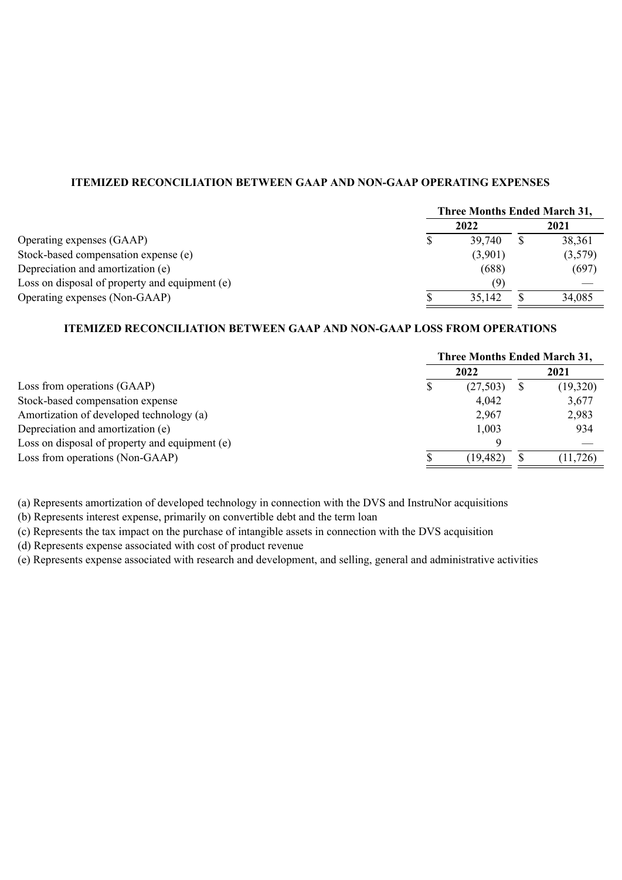## ITEMIZED RECONCILIATION BETWEEN GAAP AND NON-GAAP OPERATING EXPENSES

| | Three Months Ended March 31, | |
|---|---|---|
| | 2022 | 2021 |
| Operating expenses (GAAP) | $ 39,740 | $ 38,361 |
| Stock-based compensation expense (e) | (3,901) | (3,579) |
| Depreciation and amortization (e) | (688) | (697) |
| Loss on disposal of property and equipment (e) | (9) | — |
| Operating expenses (Non-GAAP) | $ 35,142 | $ 34,085 |

## ITEMIZED RECONCILIATION BETWEEN GAAP AND NON-GAAP LOSS FROM OPERATIONS

| | Three Months Ended March 31, | |
|---|---|---|
| | 2022 | 2021 |
| Loss from operations (GAAP) | $ (27,503) | $ (19,320) |
| Stock-based compensation expense | 4,042 | 3,677 |
| Amortization of developed technology (a) | 2,967 | 2,983 |
| Depreciation and amortization (e) | 1,003 | 934 |
| Loss on disposal of property and equipment (e) | 9 | — |
| Loss from operations (Non-GAAP) | $ (19,482) | $ (11,726) |

(a) Represents amortization of developed technology in connection with the DVS and InstruNor acquisitions

(b) Represents interest expense, primarily on convertible debt and the term loan

(c) Represents the tax impact on the purchase of intangible assets in connection with the DVS acquisition

(d) Represents expense associated with cost of product revenue

(e) Represents expense associated with research and development, and selling, general and administrative activities